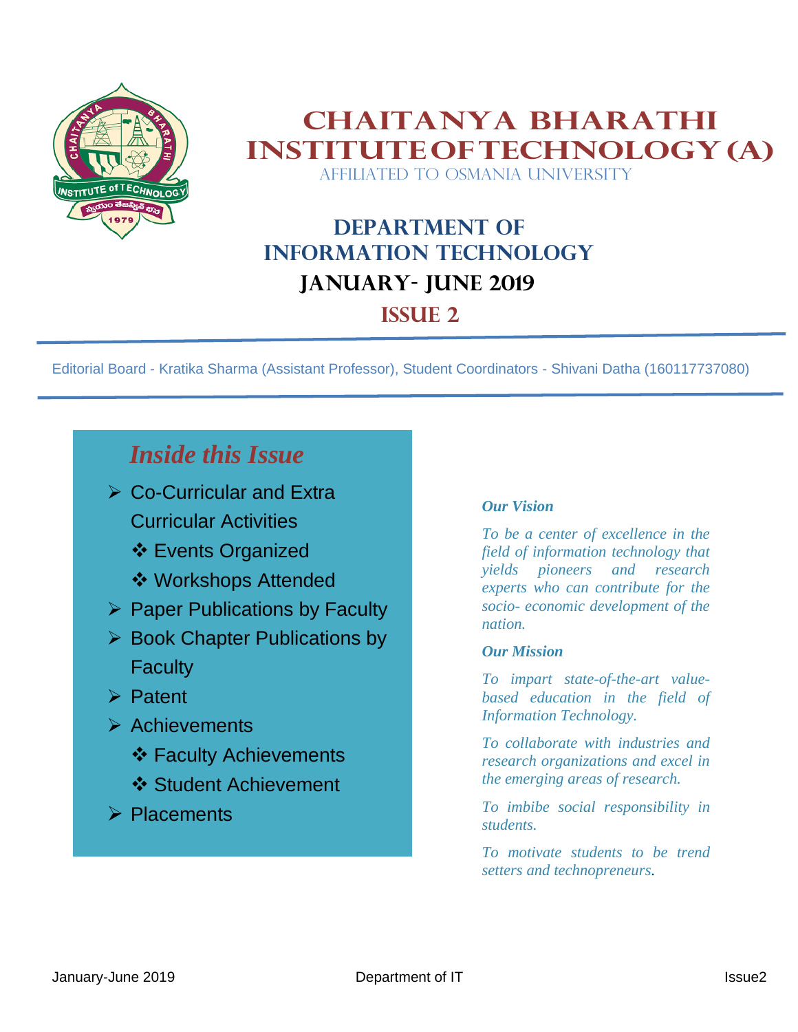# CHAITANYA BHARATHI INSTITUTE OF TECHNOLOGY (A)

AFFILIATED TO OSMANIA UNIVERSITY

## DEPARTMENT OF INFORMATION TECHNOLOGY

## JANUARY- JUNE 2019

## ISSUE 2

Editorial Board - Kratika Sharma (Assistant Professor), Student Coordinators - Shivani Datha (160117737080)

### *Inside this Issue*

- Co-Curricular and Extra Curricular Activities
  - Events Organized
  - Workshops Attended
- Paper Publications by Faculty
- Book Chapter Publications by Faculty
- Patent
- Achievements
  - Faculty Achievements
  - Student Achievement
- Placements

***Our Vision***

*To be a center of excellence in the field of information technology that yields pioneers and research experts who can contribute for the socio- economic development of the nation.*

***Our Mission***

*To impart state-of-the-art value-based education in the field of Information Technology.*

*To collaborate with industries and research organizations and excel in the emerging areas of research.*

*To imbibe social responsibility in students.*

*To motivate students to be trend setters and technopreneurs.*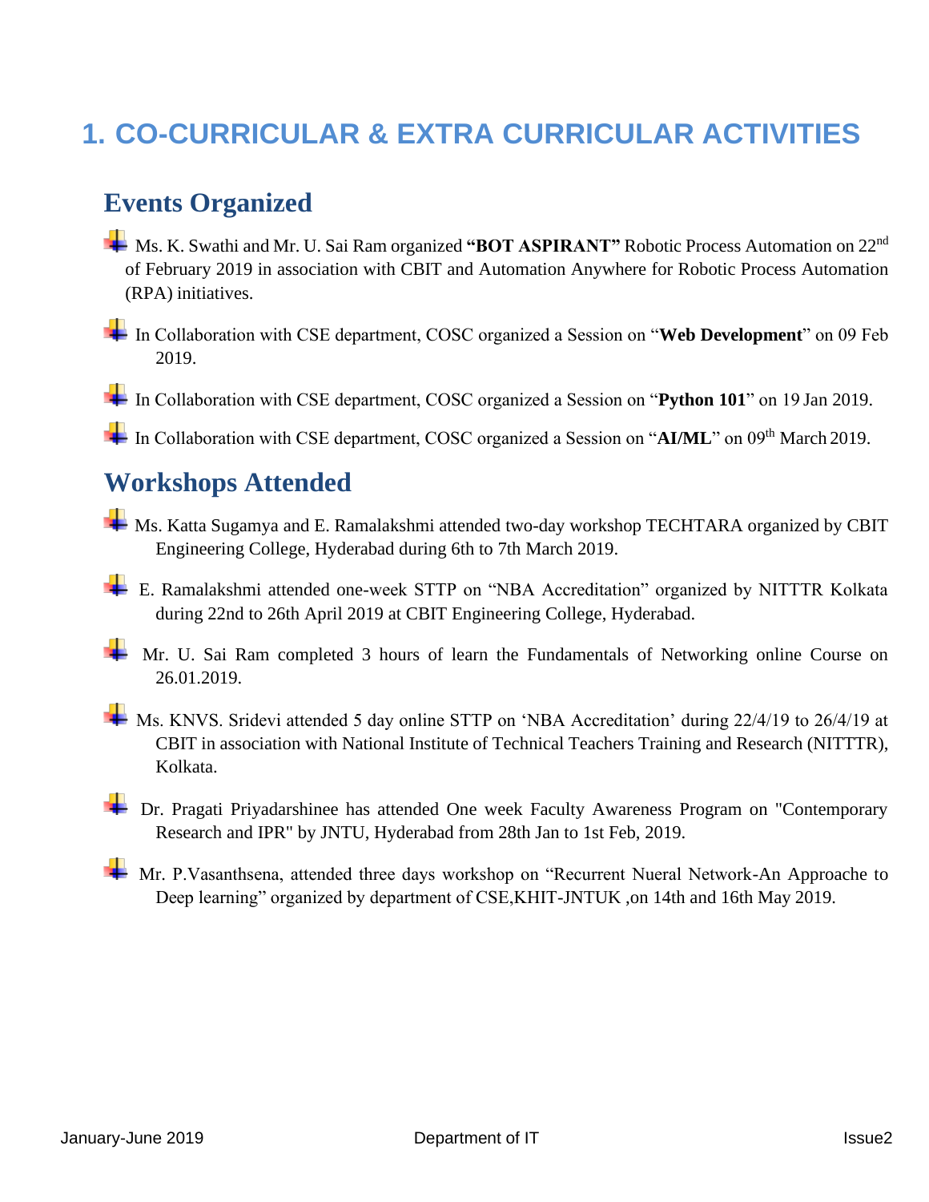# 1. CO-CURRICULAR & EXTRA CURRICULAR ACTIVITIES

## Events Organized

- Ms. K. Swathi and Mr. U. Sai Ram organized **"BOT ASPIRANT"** Robotic Process Automation on 22nd of February 2019 in association with CBIT and Automation Anywhere for Robotic Process Automation (RPA) initiatives.
- In Collaboration with CSE department, COSC organized a Session on "**Web Development**" on 09 Feb 2019.
- In Collaboration with CSE department, COSC organized a Session on "**Python 101**" on 19 Jan 2019.
- In Collaboration with CSE department, COSC organized a Session on "**AI/ML**" on 09th March 2019.

## Workshops Attended

- Ms. Katta Sugamya and E. Ramalakshmi attended two-day workshop TECHTARA organized by CBIT Engineering College, Hyderabad during 6th to 7th March 2019.
- E. Ramalakshmi attended one-week STTP on "NBA Accreditation" organized by NITTTR Kolkata during 22nd to 26th April 2019 at CBIT Engineering College, Hyderabad.
- Mr. U. Sai Ram completed 3 hours of learn the Fundamentals of Networking online Course on 26.01.2019.
- Ms. KNVS. Sridevi attended 5 day online STTP on 'NBA Accreditation' during 22/4/19 to 26/4/19 at CBIT in association with National Institute of Technical Teachers Training and Research (NITTTR), Kolkata.
- Dr. Pragati Priyadarshinee has attended One week Faculty Awareness Program on "Contemporary Research and IPR" by JNTU, Hyderabad from 28th Jan to 1st Feb, 2019.
- Mr. P.Vasanthsena, attended three days workshop on "Recurrent Nueral Network-An Approache to Deep learning" organized by department of CSE,KHIT-JNTUK ,on 14th and 16th May 2019.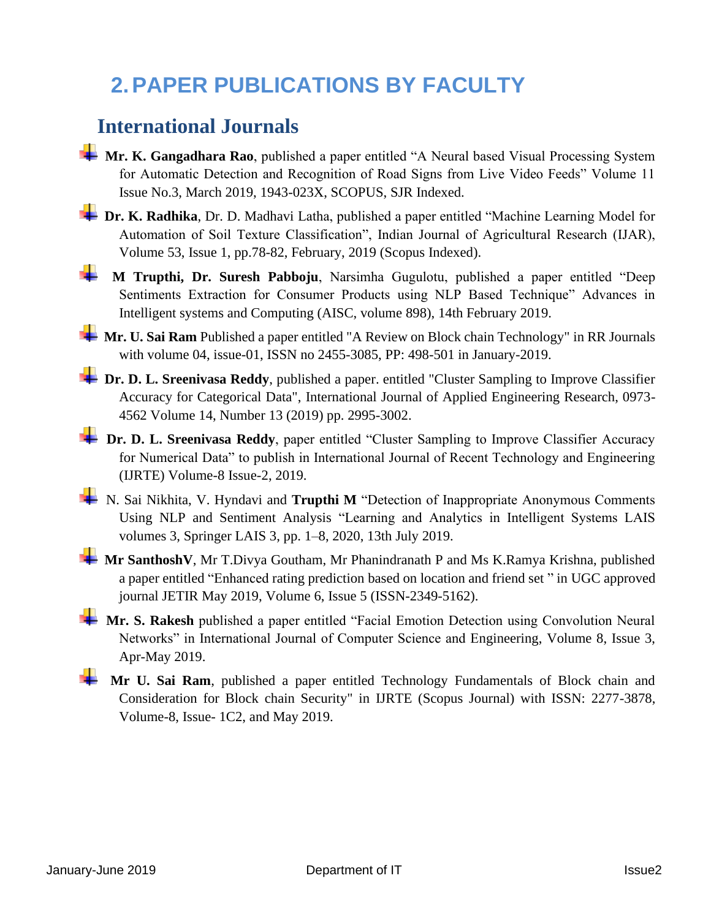# 2. PAPER PUBLICATIONS BY FACULTY

## International Journals

- **Mr. K. Gangadhara Rao**, published a paper entitled “A Neural based Visual Processing System for Automatic Detection and Recognition of Road Signs from Live Video Feeds” Volume 11 Issue No.3, March 2019, 1943-023X, SCOPUS, SJR Indexed.
- **Dr. K. Radhika**, Dr. D. Madhavi Latha, published a paper entitled “Machine Learning Model for Automation of Soil Texture Classification”, Indian Journal of Agricultural Research (IJAR), Volume 53, Issue 1, pp.78-82, February, 2019 (Scopus Indexed).
- **M Trupthi, Dr. Suresh Pabboju**, Narsimha Gugulotu, published a paper entitled “Deep Sentiments Extraction for Consumer Products using NLP Based Technique” Advances in Intelligent systems and Computing (AISC, volume 898), 14th February 2019.
- **Mr. U. Sai Ram** Published a paper entitled "A Review on Block chain Technology" in RR Journals with volume 04, issue-01, ISSN no 2455-3085, PP: 498-501 in January-2019.
- **Dr. D. L. Sreenivasa Reddy**, published a paper. entitled "Cluster Sampling to Improve Classifier Accuracy for Categorical Data", International Journal of Applied Engineering Research, 0973-4562 Volume 14, Number 13 (2019) pp. 2995-3002.
- **Dr. D. L. Sreenivasa Reddy**, paper entitled “Cluster Sampling to Improve Classifier Accuracy for Numerical Data” to publish in International Journal of Recent Technology and Engineering (IJRTE) Volume-8 Issue-2, 2019.
- N. Sai Nikhita, V. Hyndavi and **Trupthi M** “Detection of Inappropriate Anonymous Comments Using NLP and Sentiment Analysis “Learning and Analytics in Intelligent Systems LAIS volumes 3, Springer LAIS 3, pp. 1–8, 2020, 13th July 2019.
- **Mr SanthoshV**, Mr T.Divya Goutham, Mr Phanindranath P and Ms K.Ramya Krishna, published a paper entitled “Enhanced rating prediction based on location and friend set ” in UGC approved journal JETIR May 2019, Volume 6, Issue 5 (ISSN-2349-5162).
- **Mr. S. Rakesh** published a paper entitled “Facial Emotion Detection using Convolution Neural Networks” in International Journal of Computer Science and Engineering, Volume 8, Issue 3, Apr-May 2019.
- **Mr U. Sai Ram**, published a paper entitled Technology Fundamentals of Block chain and Consideration for Block chain Security" in IJRTE (Scopus Journal) with ISSN: 2277-3878, Volume-8, Issue- 1C2, and May 2019.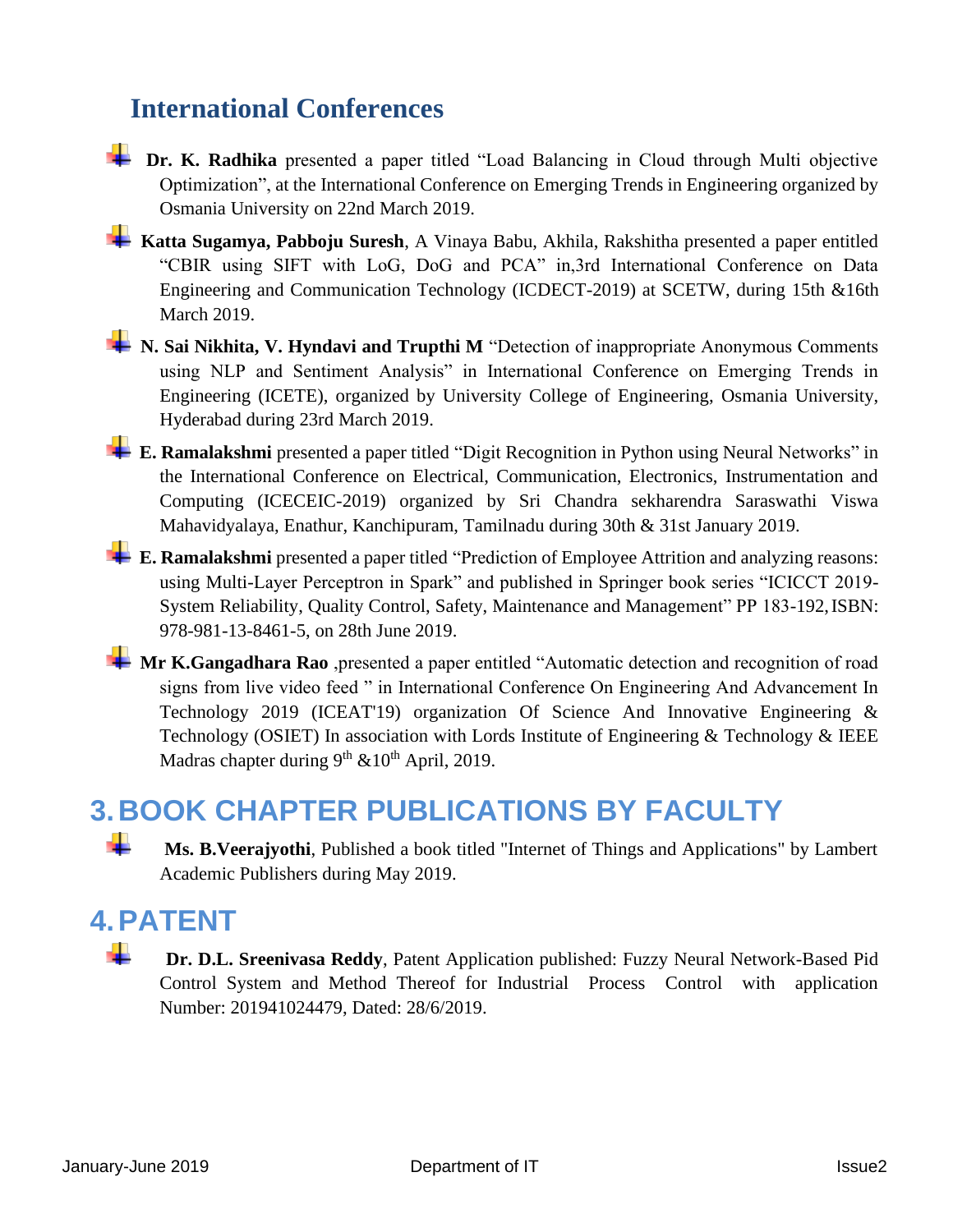## International Conferences

- **Dr. K. Radhika** presented a paper titled “Load Balancing in Cloud through Multi objective Optimization”, at the International Conference on Emerging Trends in Engineering organized by Osmania University on 22nd March 2019.
- **Katta Sugamya, Pabboju Suresh**, A Vinaya Babu, Akhila, Rakshitha presented a paper entitled “CBIR using SIFT with LoG, DoG and PCA” in,3rd International Conference on Data Engineering and Communication Technology (ICDECT-2019) at SCETW, during 15th &16th March 2019.
- **N. Sai Nikhita, V. Hyndavi and Trupthi M** “Detection of inappropriate Anonymous Comments using NLP and Sentiment Analysis” in International Conference on Emerging Trends in Engineering (ICETE), organized by University College of Engineering, Osmania University, Hyderabad during 23rd March 2019.
- **E. Ramalakshmi** presented a paper titled “Digit Recognition in Python using Neural Networks” in the International Conference on Electrical, Communication, Electronics, Instrumentation and Computing (ICECEIC-2019) organized by Sri Chandra sekharendra Saraswathi Viswa Mahavidyalaya, Enathur, Kanchipuram, Tamilnadu during 30th & 31st January 2019.
- **E. Ramalakshmi** presented a paper titled “Prediction of Employee Attrition and analyzing reasons: using Multi-Layer Perceptron in Spark” and published in Springer book series “ICICCT 2019-System Reliability, Quality Control, Safety, Maintenance and Management” PP 183-192, ISBN: 978-981-13-8461-5, on 28th June 2019.
- **Mr K.Gangadhara Rao** ,presented a paper entitled “Automatic detection and recognition of road signs from live video feed ” in International Conference On Engineering And Advancement In Technology 2019 (ICEAT'19) organization Of Science And Innovative Engineering & Technology (OSIET) In association with Lords Institute of Engineering & Technology & IEEE Madras chapter during 9th &10th April, 2019.

# 3. BOOK CHAPTER PUBLICATIONS BY FACULTY

- **Ms. B.Veerajyothi**, Published a book titled "Internet of Things and Applications" by Lambert Academic Publishers during May 2019.

# 4. PATENT

- **Dr. D.L. Sreenivasa Reddy**, Patent Application published: Fuzzy Neural Network-Based Pid Control System and Method Thereof for Industrial Process Control with application Number: 201941024479, Dated: 28/6/2019.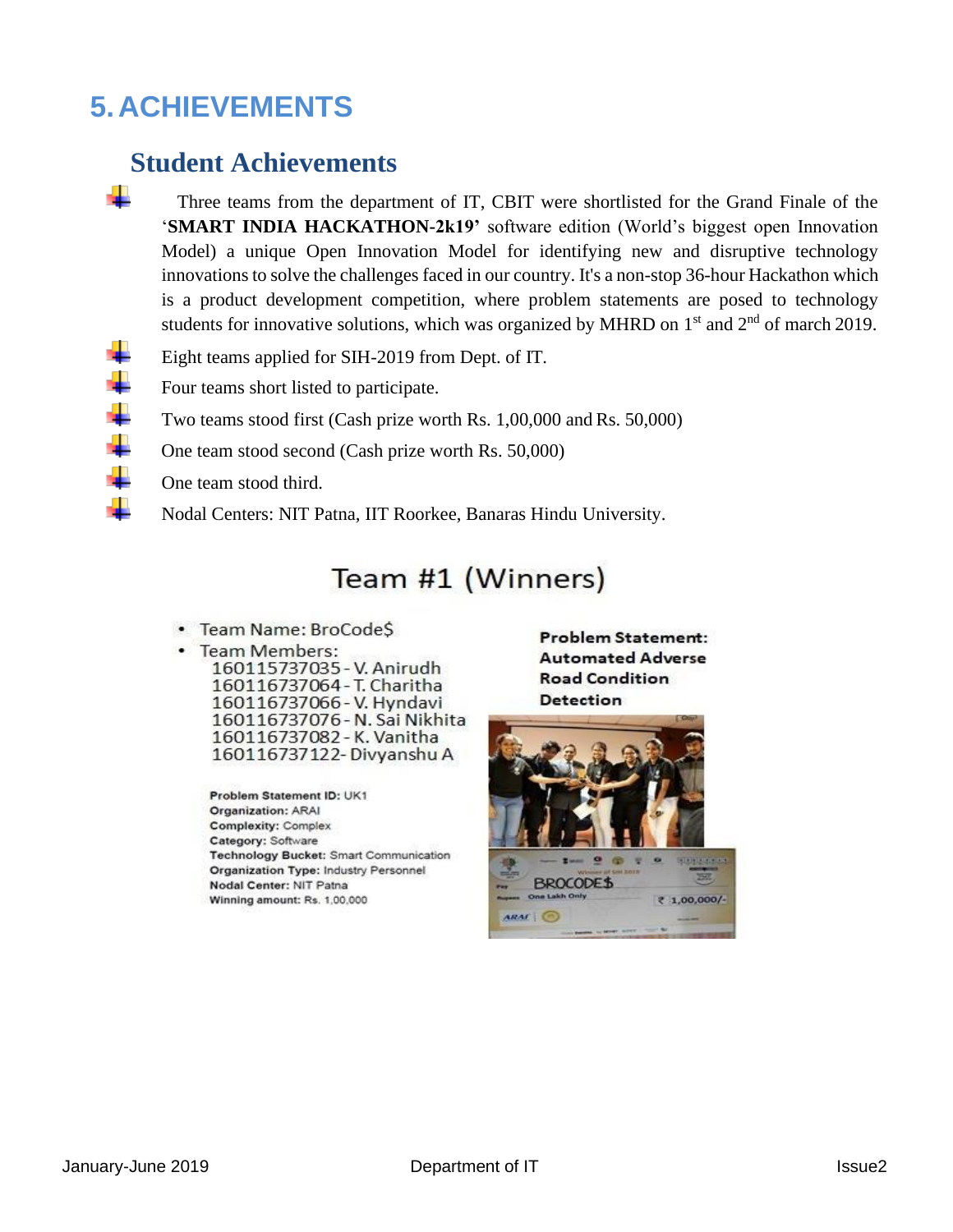# 5. ACHIEVEMENTS

## Student Achievements

- Three teams from the department of IT, CBIT were shortlisted for the Grand Finale of the '**SMART INDIA HACKATHON-2k19'** software edition (World's biggest open Innovation Model) a unique Open Innovation Model for identifying new and disruptive technology innovations to solve the challenges faced in our country. It's a non-stop 36-hour Hackathon which is a product development competition, where problem statements are posed to technology students for innovative solutions, which was organized by MHRD on 1st and 2nd of march 2019.
- Eight teams applied for SIH-2019 from Dept. of IT.
- Four teams short listed to participate.
- Two teams stood first (Cash prize worth Rs. 1,00,000 and Rs. 50,000)
- One team stood second (Cash prize worth Rs. 50,000)
- One team stood third.
- Nodal Centers: NIT Patna, IIT Roorkee, Banaras Hindu University.

### Team #1 (Winners)

- Team Name: BroCode$
- Team Members:
  - 160115737035 - V. Anirudh
  - 160116737064 - T. Charitha
  - 160116737066 - V. Hyndavi
  - 160116737076 - N. Sai Nikhita
  - 160116737082 - K. Vanitha
  - 160116737122 - Divyanshu A

**Problem Statement ID:** UK1
**Organization:** ARAI
**Complexity:** Complex
**Category:** Software
**Technology Bucket:** Smart Communication
**Organization Type:** Industry Personnel
**Nodal Center:** NIT Patna
**Winning amount:** Rs. 1,00,000

**Problem Statement: Automated Adverse Road Condition Detection**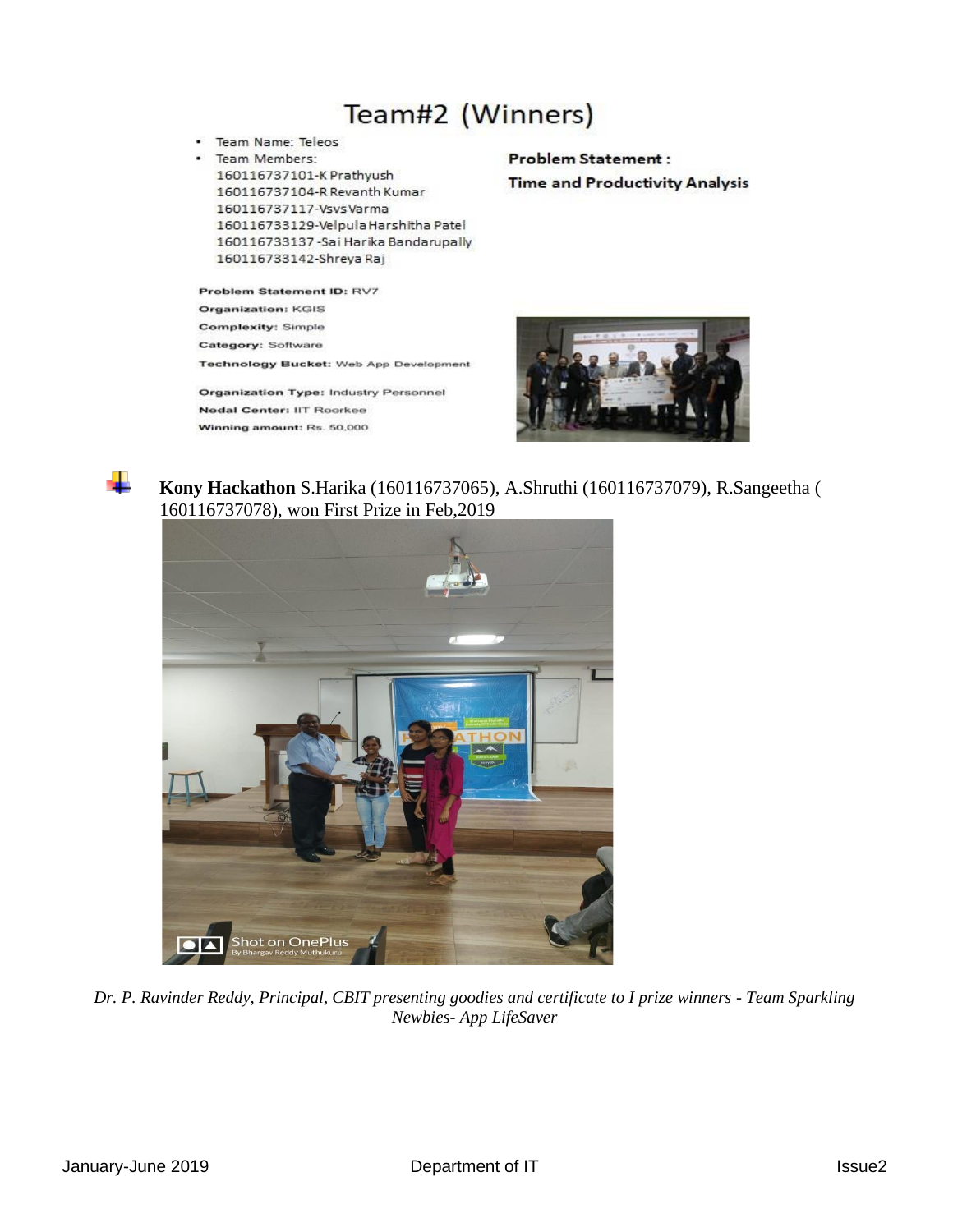# Team#2 (Winners)

- Team Name: Teleos
- Team Members:
  160116737101-K Prathyush
  160116737104-R Revanth Kumar
  160116737117-Vsvs Varma
  160116733129-Velpula Harshitha Patel
  160116733137 -Sai Harika Bandarupally
  160116733142-Shreya Raj

**Problem Statement :**
**Time and Productivity Analysis**

**Problem Statement ID:** RV7
**Organization:** KGIS
**Complexity:** Simple
**Category:** Software
**Technology Bucket:** Web App Development

**Organization Type:** Industry Personnel
**Nodal Center:** IIT Roorkee
**Winning amount:** Rs. 50,000

- **Kony Hackathon** S.Harika (160116737065), A.Shruthi (160116737079), R.Sangeetha ( 160116737078), won First Prize in Feb,2019

*Dr. P. Ravinder Reddy, Principal, CBIT presenting goodies and certificate to I prize winners - Team Sparkling Newbies- App LifeSaver*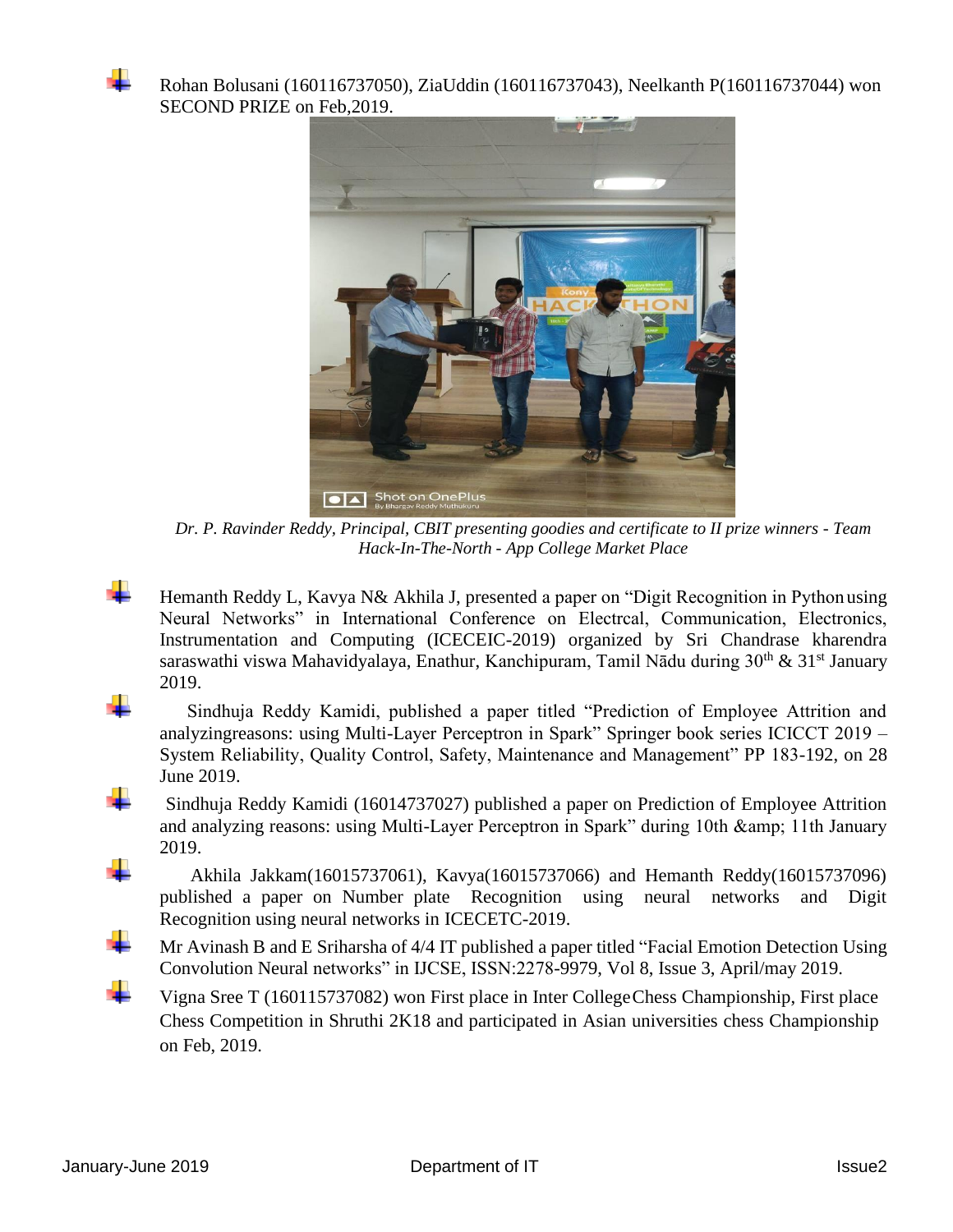- Rohan Bolusani (160116737050), ZiaUddin (160116737043), Neelkanth P(160116737044) won SECOND PRIZE on Feb,2019.

*Dr. P. Ravinder Reddy, Principal, CBIT presenting goodies and certificate to II prize winners - Team Hack-In-The-North - App College Market Place*

- Hemanth Reddy L, Kavya N& Akhila J, presented a paper on "Digit Recognition in Python using Neural Networks" in International Conference on Electrcal, Communication, Electronics, Instrumentation and Computing (ICECEIC-2019) organized by Sri Chandrase kharendra saraswathi viswa Mahavidyalaya, Enathur, Kanchipuram, Tamil Nādu during 30th & 31st January 2019.
- Sindhuja Reddy Kamidi, published a paper titled "Prediction of Employee Attrition and analyzingreasons: using Multi-Layer Perceptron in Spark" Springer book series ICICCT 2019 – System Reliability, Quality Control, Safety, Maintenance and Management" PP 183-192, on 28 June 2019.
- Sindhuja Reddy Kamidi (16014737027) published a paper on Prediction of Employee Attrition and analyzing reasons: using Multi-Layer Perceptron in Spark" during 10th &amp; 11th January 2019.
- Akhila Jakkam(16015737061), Kavya(16015737066) and Hemanth Reddy(16015737096) published a paper on Number plate Recognition using neural networks and Digit Recognition using neural networks in ICECETC-2019.
- Mr Avinash B and E Sriharsha of 4/4 IT published a paper titled "Facial Emotion Detection Using Convolution Neural networks" in IJCSE, ISSN:2278-9979, Vol 8, Issue 3, April/may 2019.
- Vigna Sree T (160115737082) won First place in Inter College Chess Championship, First place Chess Competition in Shruthi 2K18 and participated in Asian universities chess Championship on Feb, 2019.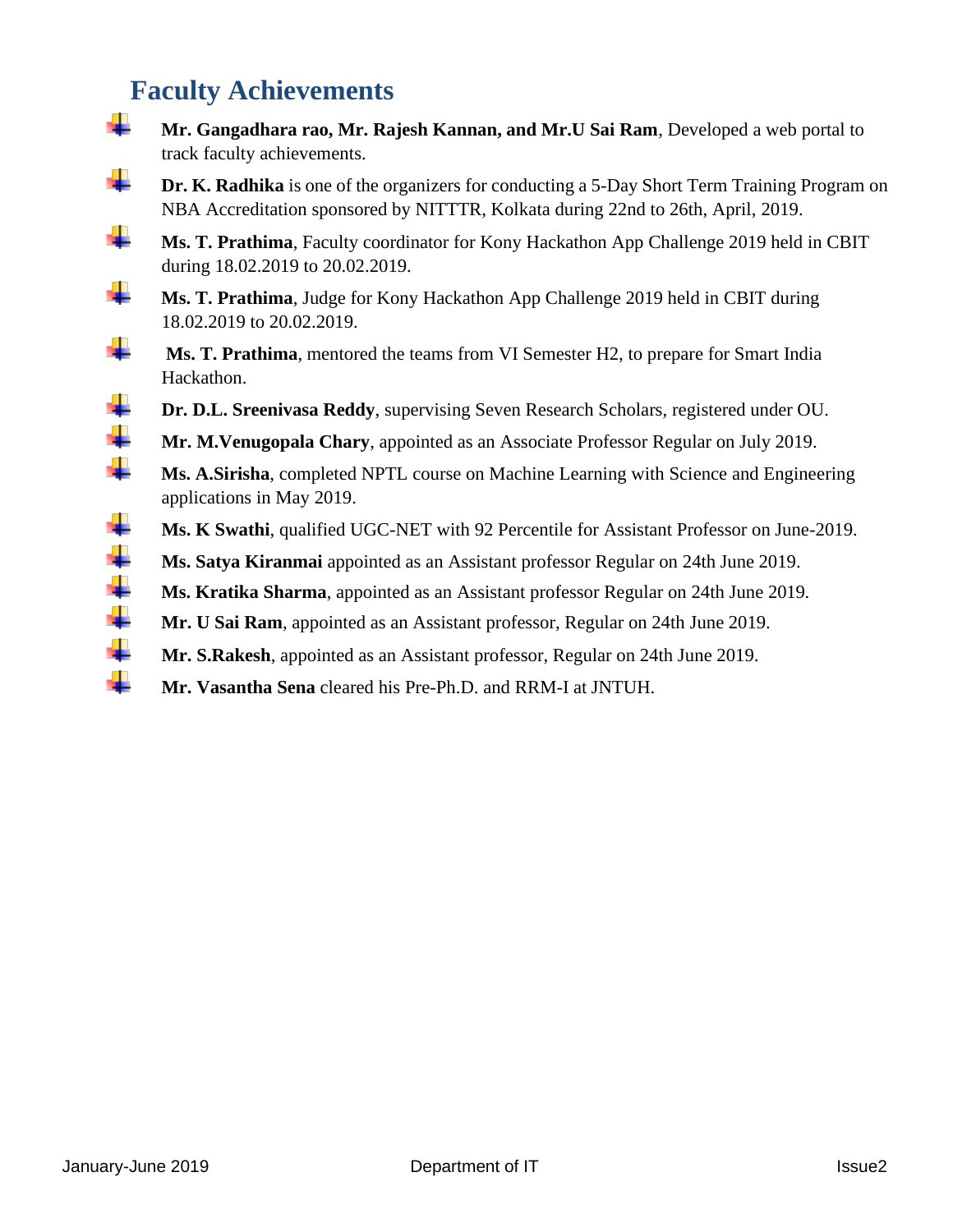## Faculty Achievements

- **Mr. Gangadhara rao, Mr. Rajesh Kannan, and Mr.U Sai Ram**, Developed a web portal to track faculty achievements.
- **Dr. K. Radhika** is one of the organizers for conducting a 5-Day Short Term Training Program on NBA Accreditation sponsored by NITTTR, Kolkata during 22nd to 26th, April, 2019.
- **Ms. T. Prathima**, Faculty coordinator for Kony Hackathon App Challenge 2019 held in CBIT during 18.02.2019 to 20.02.2019.
- **Ms. T. Prathima**, Judge for Kony Hackathon App Challenge 2019 held in CBIT during 18.02.2019 to 20.02.2019.
- **Ms. T. Prathima**, mentored the teams from VI Semester H2, to prepare for Smart India Hackathon.
- **Dr. D.L. Sreenivasa Reddy**, supervising Seven Research Scholars, registered under OU.
- **Mr. M.Venugopala Chary**, appointed as an Associate Professor Regular on July 2019.
- **Ms. A.Sirisha**, completed NPTL course on Machine Learning with Science and Engineering applications in May 2019.
- **Ms. K Swathi**, qualified UGC-NET with 92 Percentile for Assistant Professor on June-2019.
- **Ms. Satya Kiranmai** appointed as an Assistant professor Regular on 24th June 2019.
- **Ms. Kratika Sharma**, appointed as an Assistant professor Regular on 24th June 2019.
- **Mr. U Sai Ram**, appointed as an Assistant professor, Regular on 24th June 2019.
- **Mr. S.Rakesh**, appointed as an Assistant professor, Regular on 24th June 2019.
- **Mr. Vasantha Sena** cleared his Pre-Ph.D. and RRM-I at JNTUH.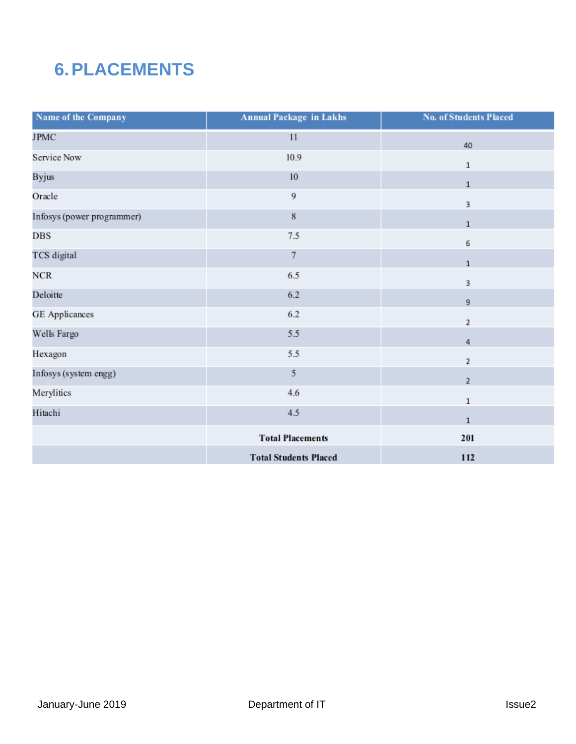# 6. PLACEMENTS

| Name of the Company | Annual Package in Lakhs | No. of Students Placed |
|---|---|---|
| JPMC | 11 | 40 |
| Service Now | 10.9 | 1 |
| Byjus | 10 | 1 |
| Oracle | 9 | 3 |
| Infosys (power programmer) | 8 | 1 |
| DBS | 7.5 | 6 |
| TCS digital | 7 | 1 |
| NCR | 6.5 | 3 |
| Deloitte | 6.2 | 9 |
| GE Applicances | 6.2 | 2 |
| Wells Fargo | 5.5 | 4 |
| Hexagon | 5.5 | 2 |
| Infosys (system engg) | 5 | 2 |
| Merylitics | 4.6 | 1 |
| Hitachi | 4.5 | 1 |
| | **Total Placements** | **201** |
| | **Total Students Placed** | **112** |